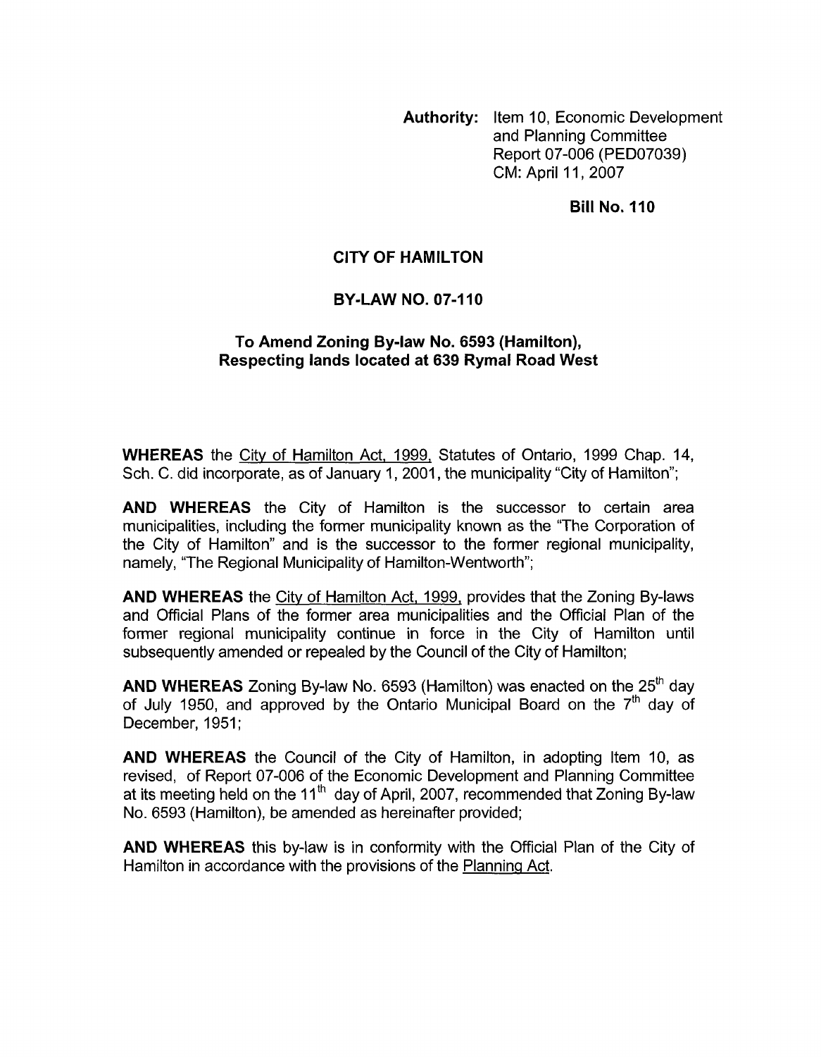**Authority:** Item 10, Economic Development and Planning Committee Report 07-006 (PED07039) CM: April 11, 2007

**Bill No. 110**

**CITY OF HAMILTON**

**BY-LAW NO. 07-110**

**To Amend Zoning By-law No. 6593 (Hamilton), Respecting lands located at 639 Rymal Road West**

**WHEREAS** the City of Hamilton Act, 1999, Statutes of Ontario, 1999 Chap. 14, Sch. C. did incorporate, as of January 1, 2001, the municipality "City of Hamilton";

**AND WHEREAS** the City of Hamilton is the successor to certain area municipalities, including the former municipality known as the "The Corporation of the City of Hamilton" and is the successor to the former regional municipality, namely, "The Regional Municipality of Hamilton-Wentworth";

**AND WHEREAS** the City of Hamilton Act, 1999, provides that the Zoning By-laws and Official Plans of the former area municipalities and the Official Plan of the former regional municipality continue in force in the City of Hamilton until subsequently amended or repealed by the Council of the City of Hamilton;

**AND WHEREAS** Zoning By-law No. 6593 (Hamilton) was enacted on the 25th day of July 1950, and approved by the Ontario Municipal Board on the 7th day of December, 1951;

**AND WHEREAS** the Council of the City of Hamilton, in adopting Item 10, as revised, of Report 07-006 of the Economic Development and Planning Committee at its meeting held on the 11th day of April, 2007, recommended that Zoning By-law No. 6593 (Hamilton), be amended as hereinafter provided;

**AND WHEREAS** this by-law is in conformity with the Official Plan of the City of Hamilton in accordance with the provisions of the Planning Act.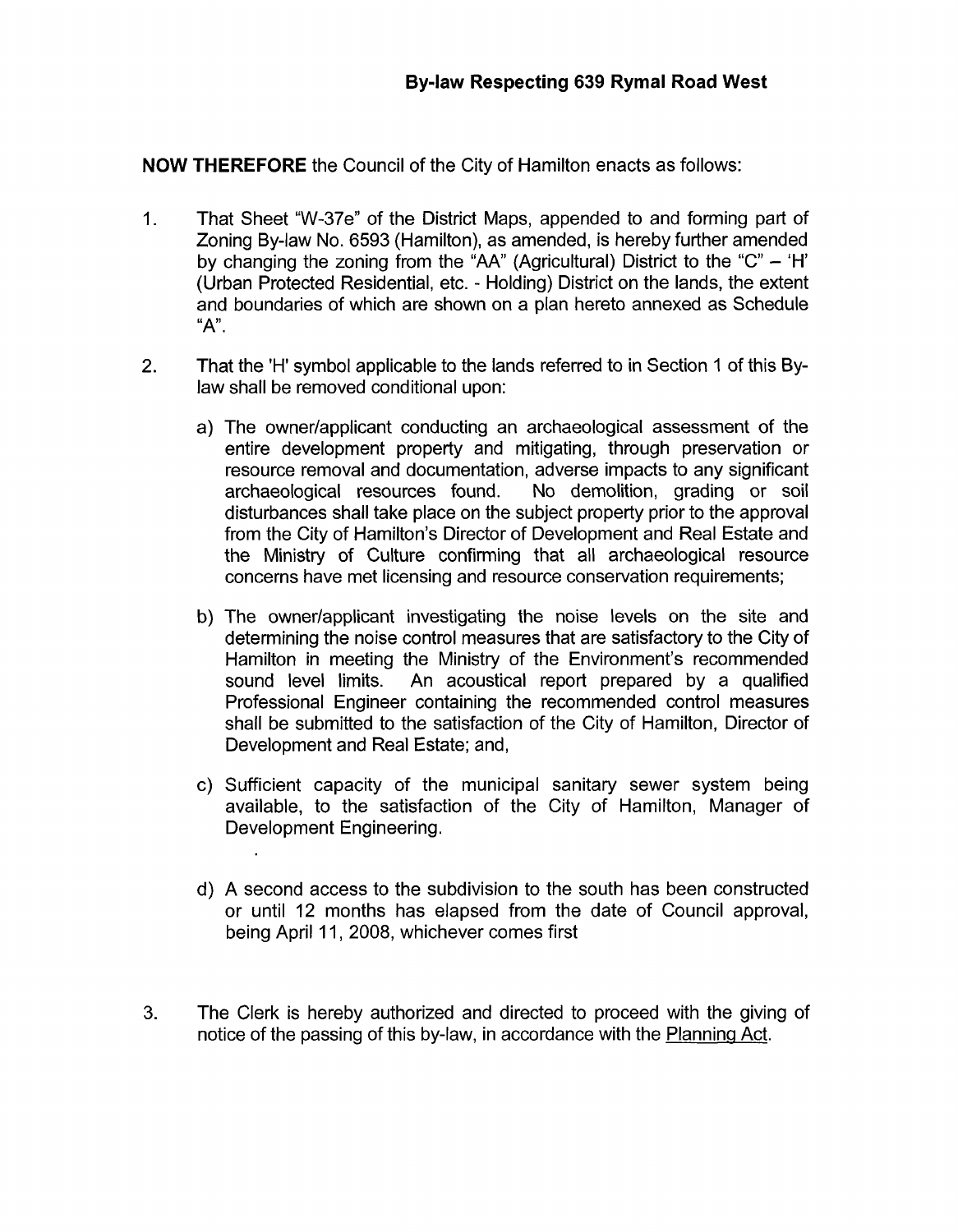**By-law Respecting 639 Rymal Road West**

**NOW THEREFORE** the Council of the City of Hamilton enacts as follows:

1. That Sheet "W-37e" of the District Maps, appended to and forming part of Zoning By-law No. 6593 (Hamilton), as amended, is hereby further amended by changing the zoning from the "AA" (Agricultural) District to the "C" – 'H' (Urban Protected Residential, etc. - Holding) District on the lands, the extent and boundaries of which are shown on a plan hereto annexed as Schedule "A".

2. That the 'H' symbol applicable to the lands referred to in Section 1 of this By-law shall be removed conditional upon:

   a) The owner/applicant conducting an archaeological assessment of the entire development property and mitigating, through preservation or resource removal and documentation, adverse impacts to any significant archaeological resources found. No demolition, grading or soil disturbances shall take place on the subject property prior to the approval from the City of Hamilton's Director of Development and Real Estate and the Ministry of Culture confirming that all archaeological resource concerns have met licensing and resource conservation requirements;

   b) The owner/applicant investigating the noise levels on the site and determining the noise control measures that are satisfactory to the City of Hamilton in meeting the Ministry of the Environment's recommended sound level limits. An acoustical report prepared by a qualified Professional Engineer containing the recommended control measures shall be submitted to the satisfaction of the City of Hamilton, Director of Development and Real Estate; and,

   c) Sufficient capacity of the municipal sanitary sewer system being available, to the satisfaction of the City of Hamilton, Manager of Development Engineering.

   d) A second access to the subdivision to the south has been constructed or until 12 months has elapsed from the date of Council approval, being April 11, 2008, whichever comes first

3. The Clerk is hereby authorized and directed to proceed with the giving of notice of the passing of this by-law, in accordance with the Planning Act.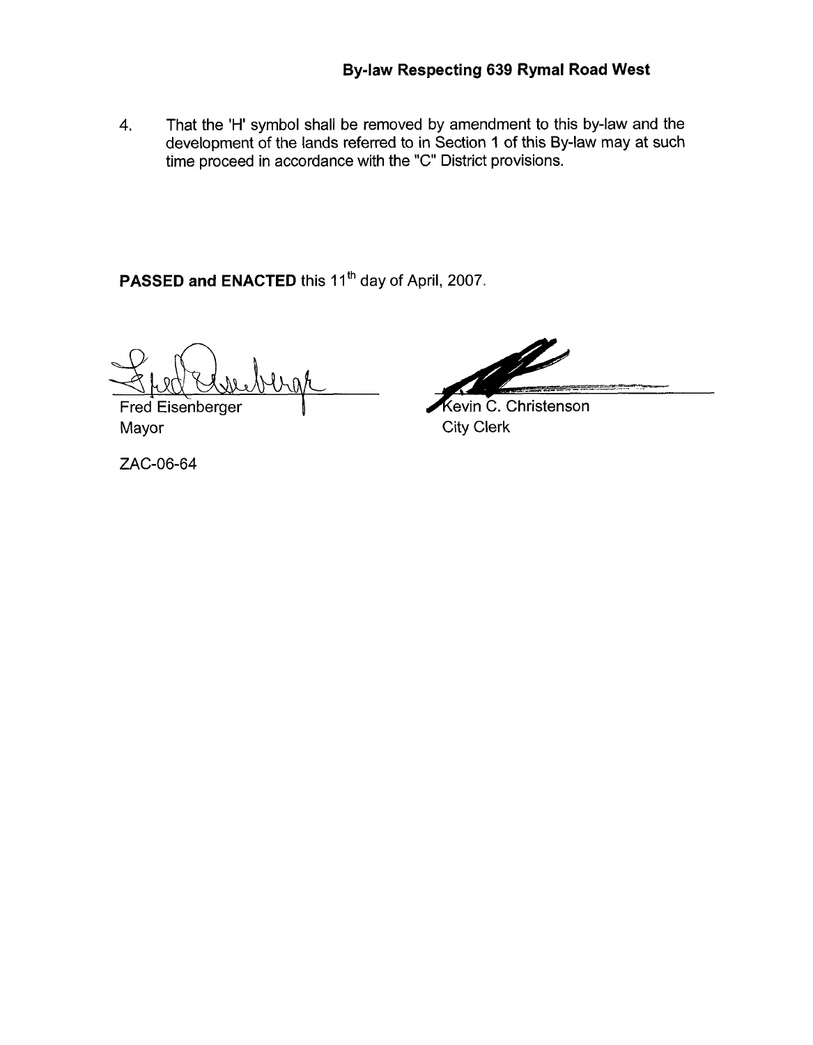**By-law Respecting 639 Rymal Road West**

4. That the 'H' symbol shall be removed by amendment to this by-law and the development of the lands referred to in Section 1 of this By-law may at such time proceed in accordance with the "C" District provisions.

**PASSED and ENACTED** this 11th day of April, 2007.

Fred Eisenberger
Mayor

Kevin C. Christenson
City Clerk

ZAC-06-64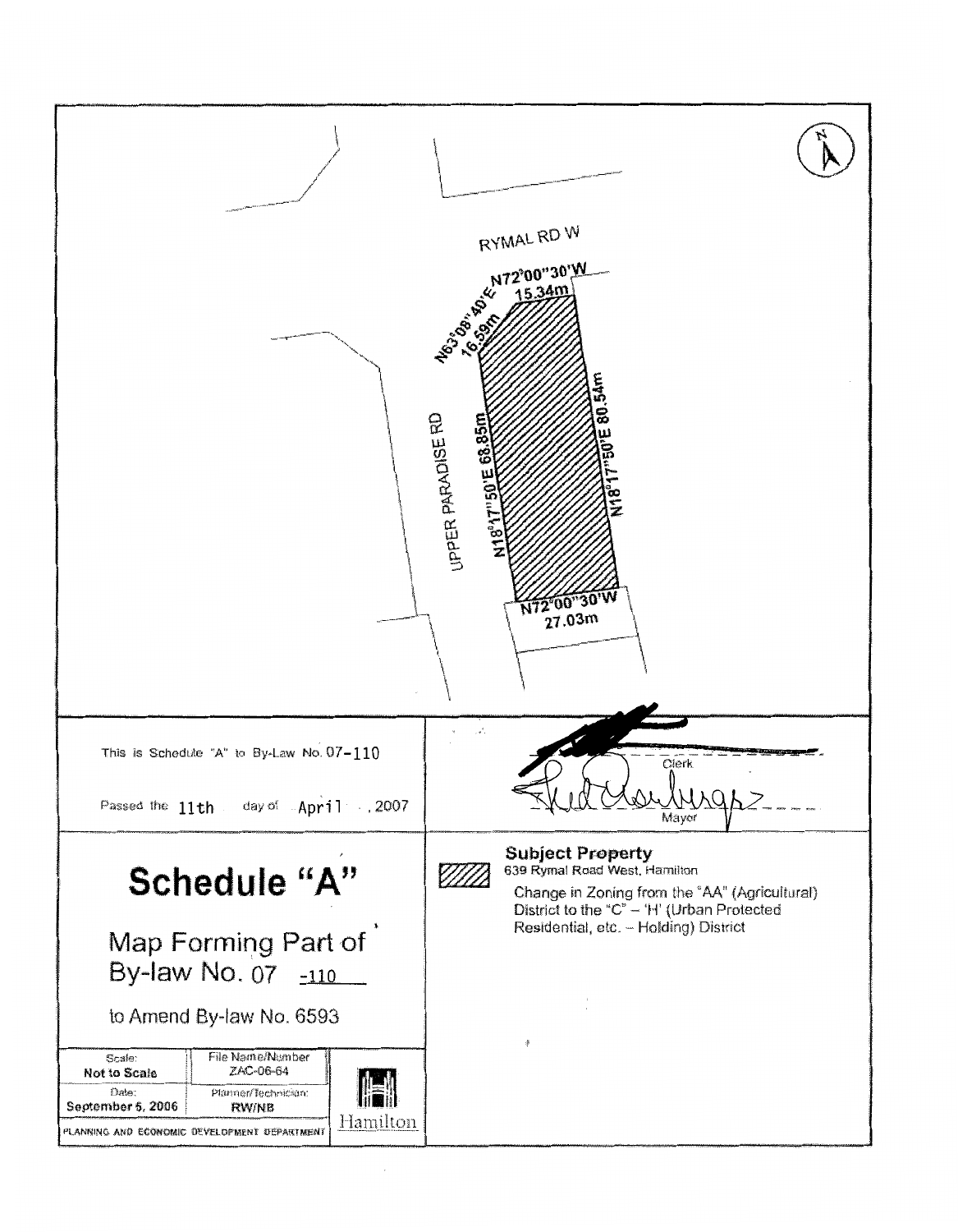RYMAL RD W

N72°00"30"W
15.34m

N63°08"40"E
16.59m

UPPER PARADISE RD

N18°17"50"E 68.85m

N18°17"50"E 80.54m

N72°00"30"W
27.03m

This is Schedule "A" to By-Law No. 07-110

Passed the 11th day of April, 2007

Clerk

Mayor

# Schedule "A"

## Map Forming Part of By-law No. 07 -110

to Amend By-law No. 6593

| | |
|---|---|
| Scale: **Not to Scale** | File Name/Number ZAC-06-64 |
| Date: **September 5, 2006** | Planner/Technician: **RW/NB** |

PLANNING AND ECONOMIC DEVELOPMENT DEPARTMENT

Hamilton

**Subject Property**
639 Rymal Road West, Hamilton

Change in Zoning from the "AA" (Agricultural) District to the "C" – 'H' (Urban Protected Residential, etc. – Holding) District